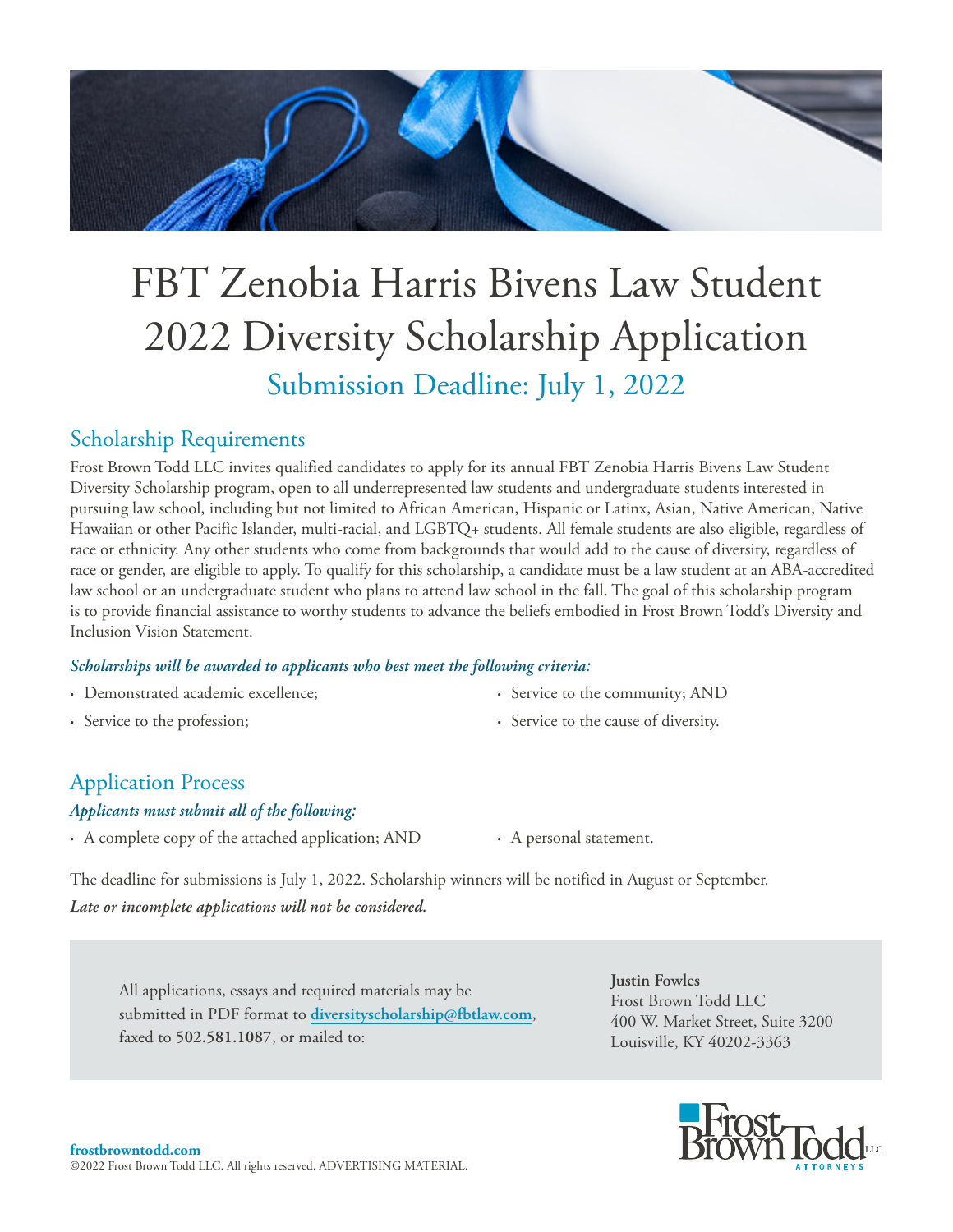# FBT Zenobia Harris Bivens Law Student 2022 Diversity Scholarship Application

## Submission Deadline: July 1, 2022

## Scholarship Requirements

Frost Brown Todd LLC invites qualified candidates to apply for its annual FBT Zenobia Harris Bivens Law Student Diversity Scholarship program, open to all underrepresented law students and undergraduate students interested in pursuing law school, including but not limited to African American, Hispanic or Latinx, Asian, Native American, Native Hawaiian or other Pacific Islander, multi-racial, and LGBTQ+ students. All female students are also eligible, regardless of race or ethnicity. Any other students who come from backgrounds that would add to the cause of diversity, regardless of race or gender, are eligible to apply. To qualify for this scholarship, a candidate must be a law student at an ABA-accredited law school or an undergraduate student who plans to attend law school in the fall. The goal of this scholarship program is to provide financial assistance to worthy students to advance the beliefs embodied in Frost Brown Todd's Diversity and Inclusion Vision Statement.

***Scholarships will be awarded to applicants who best meet the following criteria:***

- Demonstrated academic excellence;
- Service to the profession;
- Service to the community; AND
- Service to the cause of diversity.

## Application Process

***Applicants must submit all of the following:***

- A complete copy of the attached application; AND
- A personal statement.

The deadline for submissions is July 1, 2022. Scholarship winners will be notified in August or September.

***Late or incomplete applications will not be considered.***

All applications, essays and required materials may be submitted in PDF format to **diversityscholarship@fbtlaw.com**, faxed to **502.581.1087**, or mailed to:

**Justin Fowles**
Frost Brown Todd LLC
400 W. Market Street, Suite 3200
Louisville, KY 40202-3363

**frostbrowntodd.com**
©2022 Frost Brown Todd LLC. All rights reserved. ADVERTISING MATERIAL.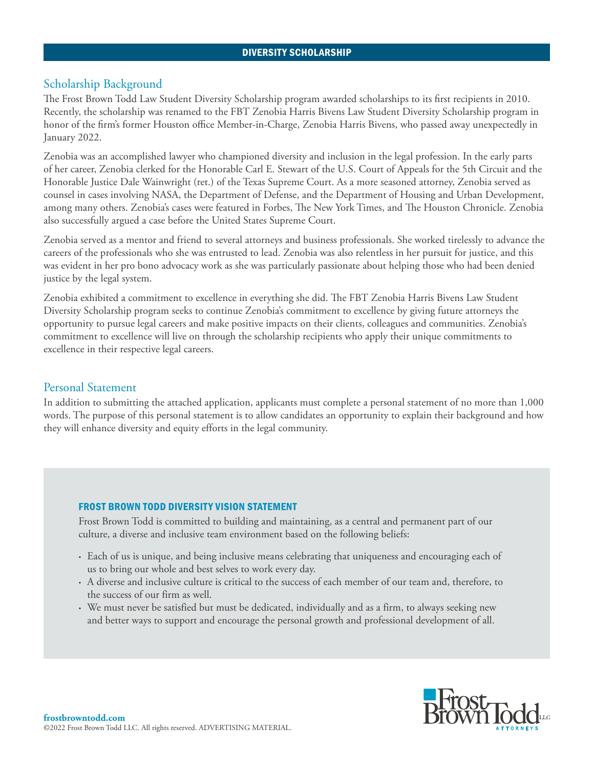## DIVERSITY SCHOLARSHIP

### Scholarship Background

The Frost Brown Todd Law Student Diversity Scholarship program awarded scholarships to its first recipients in 2010. Recently, the scholarship was renamed to the FBT Zenobia Harris Bivens Law Student Diversity Scholarship program in honor of the firm's former Houston office Member-in-Charge, Zenobia Harris Bivens, who passed away unexpectedly in January 2022.

Zenobia was an accomplished lawyer who championed diversity and inclusion in the legal profession. In the early parts of her career, Zenobia clerked for the Honorable Carl E. Stewart of the U.S. Court of Appeals for the 5th Circuit and the Honorable Justice Dale Wainwright (ret.) of the Texas Supreme Court. As a more seasoned attorney, Zenobia served as counsel in cases involving NASA, the Department of Defense, and the Department of Housing and Urban Development, among many others. Zenobia's cases were featured in Forbes, The New York Times, and The Houston Chronicle. Zenobia also successfully argued a case before the United States Supreme Court.

Zenobia served as a mentor and friend to several attorneys and business professionals. She worked tirelessly to advance the careers of the professionals who she was entrusted to lead. Zenobia was also relentless in her pursuit for justice, and this was evident in her pro bono advocacy work as she was particularly passionate about helping those who had been denied justice by the legal system.

Zenobia exhibited a commitment to excellence in everything she did. The FBT Zenobia Harris Bivens Law Student Diversity Scholarship program seeks to continue Zenobia's commitment to excellence by giving future attorneys the opportunity to pursue legal careers and make positive impacts on their clients, colleagues and communities. Zenobia's commitment to excellence will live on through the scholarship recipients who apply their unique commitments to excellence in their respective legal careers.

### Personal Statement

In addition to submitting the attached application, applicants must complete a personal statement of no more than 1,000 words. The purpose of this personal statement is to allow candidates an opportunity to explain their background and how they will enhance diversity and equity efforts in the legal community.

#### FROST BROWN TODD DIVERSITY VISION STATEMENT

Frost Brown Todd is committed to building and maintaining, as a central and permanent part of our culture, a diverse and inclusive team environment based on the following beliefs:

- Each of us is unique, and being inclusive means celebrating that uniqueness and encouraging each of us to bring our whole and best selves to work every day.
- A diverse and inclusive culture is critical to the success of each member of our team and, therefore, to the success of our firm as well.
- We must never be satisfied but must be dedicated, individually and as a firm, to always seeking new and better ways to support and encourage the personal growth and professional development of all.

**frostbrowntodd.com**
©2022 Frost Brown Todd LLC. All rights reserved. ADVERTISING MATERIAL.

Frost Brown Todd LLC ATTORNEYS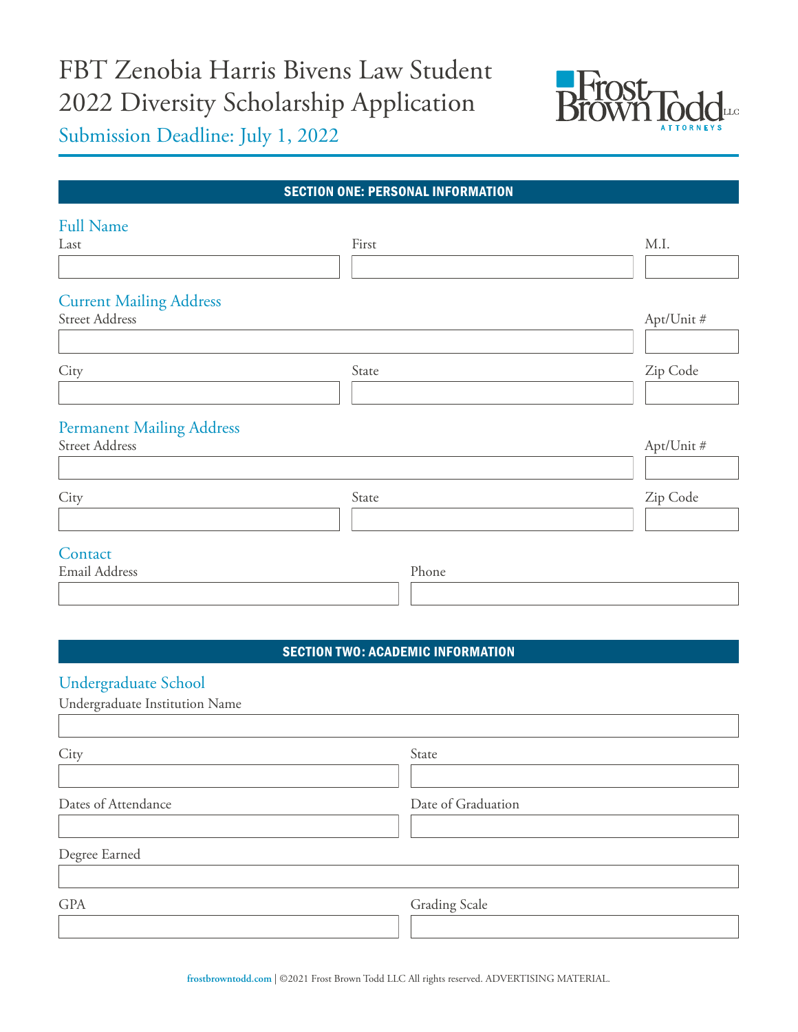# FBT Zenobia Harris Bivens Law Student 2022 Diversity Scholarship Application

Submission Deadline: July 1, 2022

Frost Brown Todd LLC ATTORNEYS

## SECTION ONE: PERSONAL INFORMATION

### Full Name

Last

First

M.I.

### Current Mailing Address

Street Address

Apt/Unit #

City

State

Zip Code

### Permanent Mailing Address

Street Address

Apt/Unit #

City

State

Zip Code

### Contact

Email Address

Phone

## SECTION TWO: ACADEMIC INFORMATION

### Undergraduate School

Undergraduate Institution Name

City

State

Dates of Attendance

Date of Graduation

Degree Earned

GPA

Grading Scale

**frostbrowntodd.com** | ©2021 Frost Brown Todd LLC All rights reserved. ADVERTISING MATERIAL.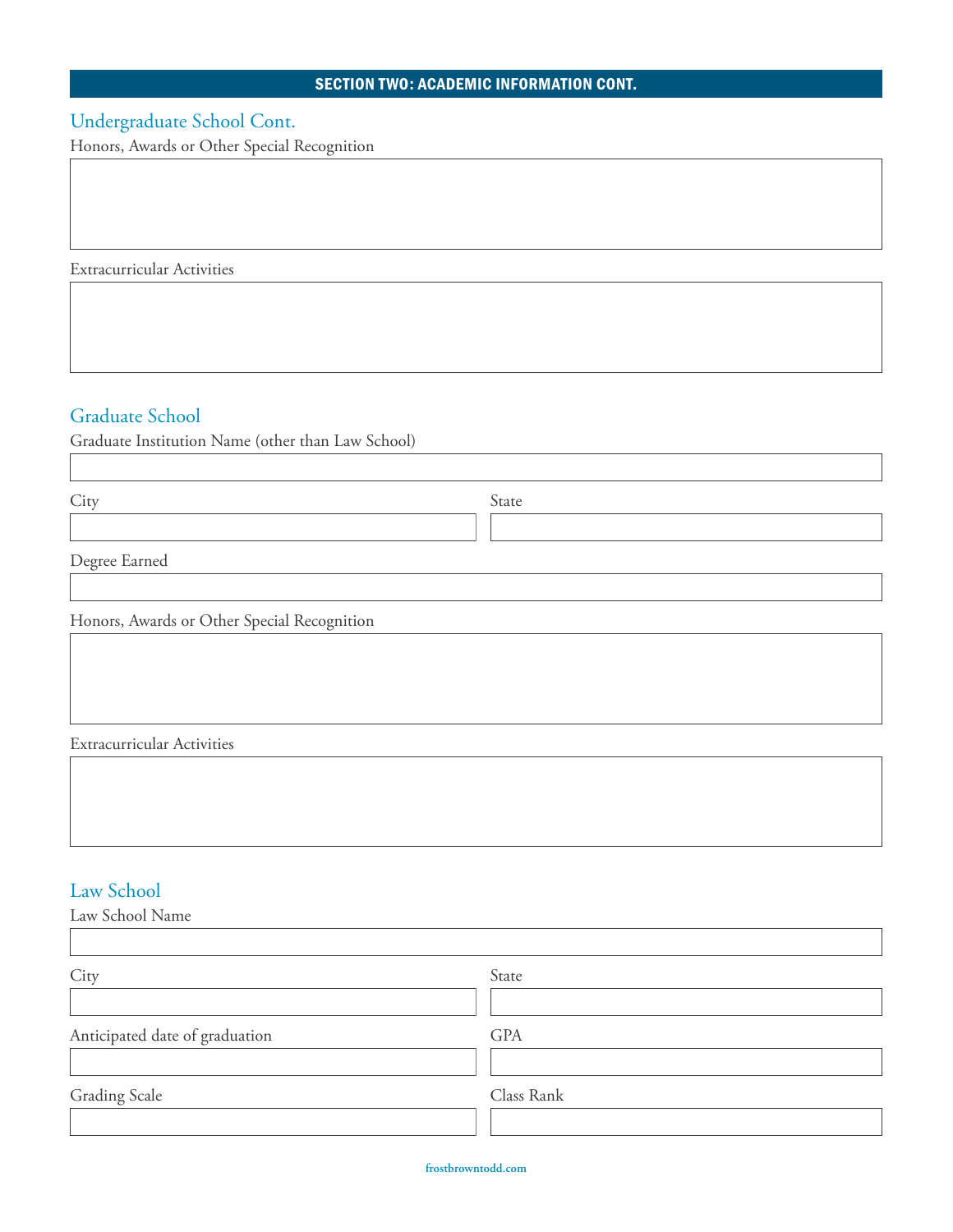## SECTION TWO: ACADEMIC INFORMATION CONT.

### Undergraduate School Cont.

Honors, Awards or Other Special Recognition

Extracurricular Activities

### Graduate School

Graduate Institution Name (other than Law School)

City

State

Degree Earned

Honors, Awards or Other Special Recognition

Extracurricular Activities

### Law School

Law School Name

City

State

Anticipated date of graduation

GPA

Grading Scale

Class Rank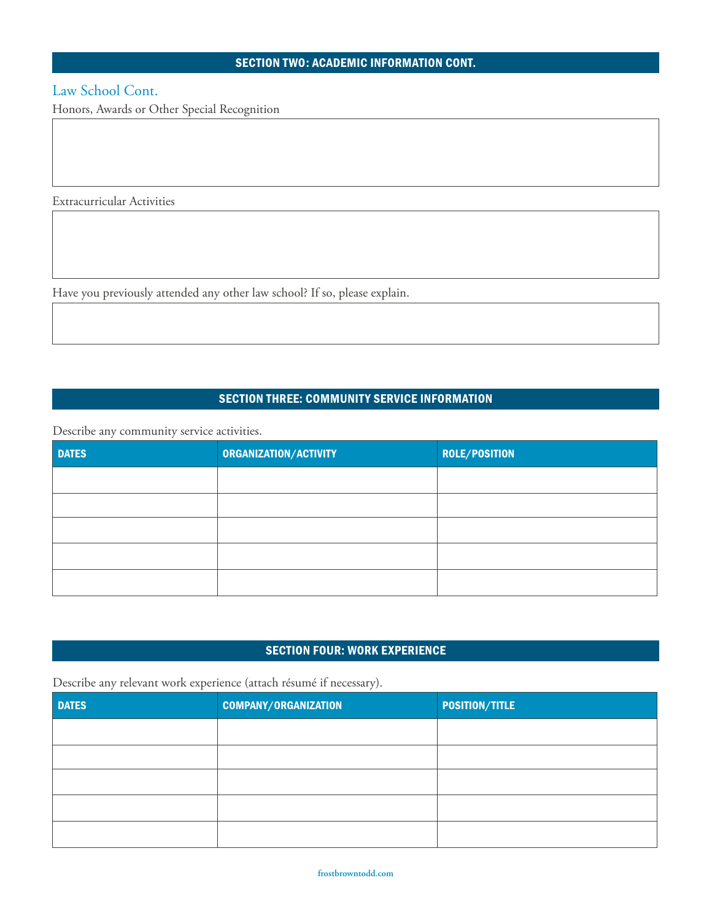## SECTION TWO: ACADEMIC INFORMATION CONT.

### Law School Cont.

Honors, Awards or Other Special Recognition

Extracurricular Activities

Have you previously attended any other law school? If so, please explain.

## SECTION THREE: COMMUNITY SERVICE INFORMATION

Describe any community service activities.

| DATES | ORGANIZATION/ACTIVITY | ROLE/POSITION |
|---|---|---|
| | | |
| | | |
| | | |
| | | |
| | | |

## SECTION FOUR: WORK EXPERIENCE

Describe any relevant work experience (attach résumé if necessary).

| DATES | COMPANY/ORGANIZATION | POSITION/TITLE |
|---|---|---|
| | | |
| | | |
| | | |
| | | |
| | | |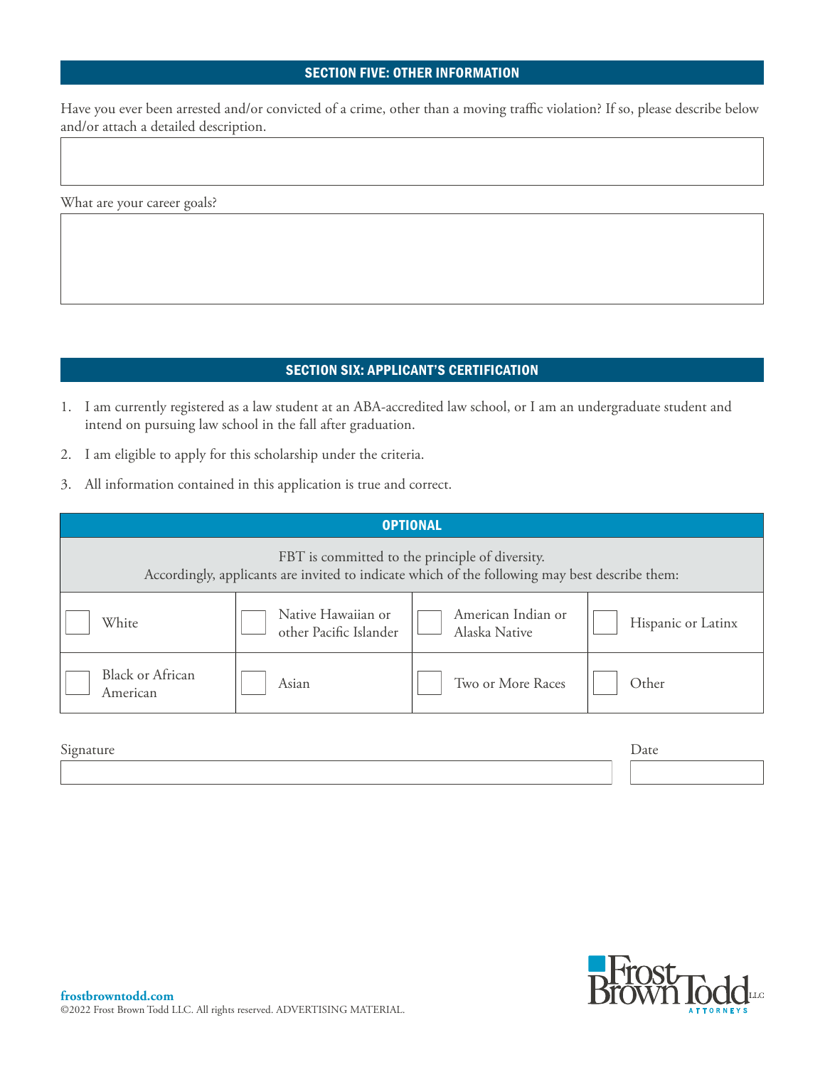## SECTION FIVE: OTHER INFORMATION

Have you ever been arrested and/or convicted of a crime, other than a moving traffic violation? If so, please describe below and/or attach a detailed description.

What are your career goals?

## SECTION SIX: APPLICANT'S CERTIFICATION

1. I am currently registered as a law student at an ABA-accredited law school, or I am an undergraduate student and intend on pursuing law school in the fall after graduation.
2. I am eligible to apply for this scholarship under the criteria.
3. All information contained in this application is true and correct.

### OPTIONAL

FBT is committed to the principle of diversity.
Accordingly, applicants are invited to indicate which of the following may best describe them:

| | | | |
|---|---|---|---|
| ☐ White | ☐ Native Hawaiian or other Pacific Islander | ☐ American Indian or Alaska Native | ☐ Hispanic or Latinx |
| ☐ Black or African American | ☐ Asian | ☐ Two or More Races | ☐ Other |

Signature

Date

**frostbrowntodd.com**
©2022 Frost Brown Todd LLC. All rights reserved. ADVERTISING MATERIAL.

Frost Brown Todd LLC ATTORNEYS